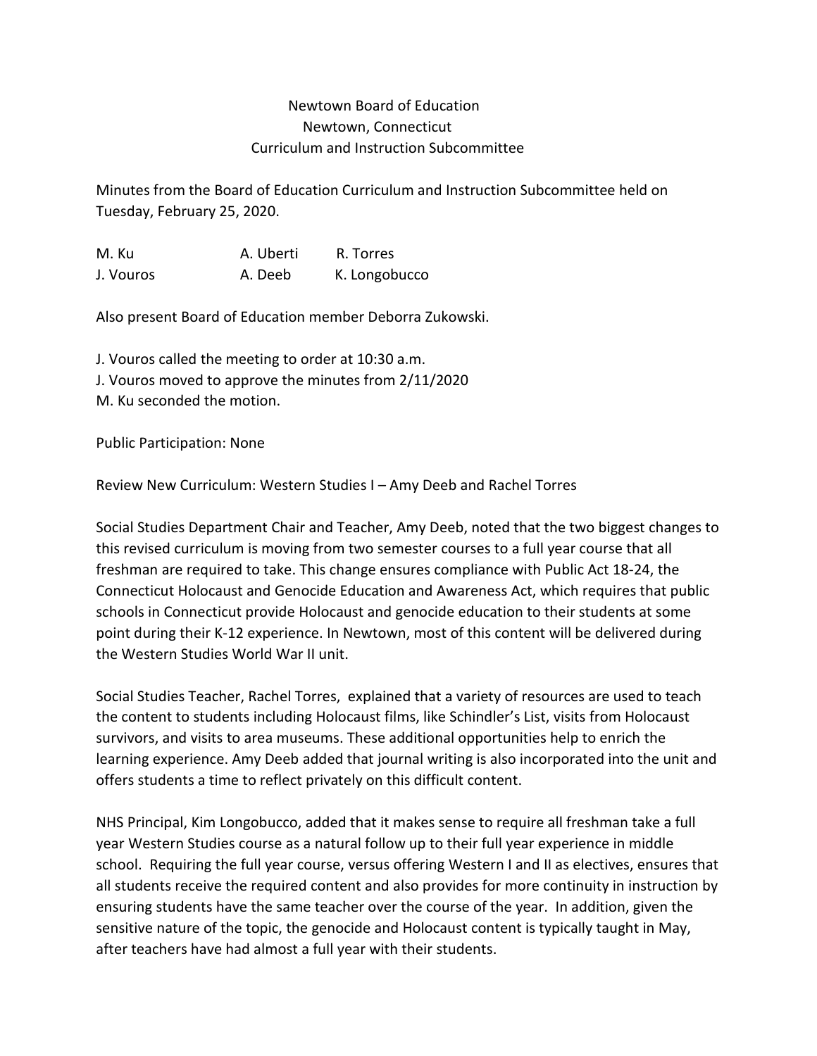# Newtown Board of Education
## Newtown, Connecticut
## Curriculum and Instruction Subcommittee

Minutes from the Board of Education Curriculum and Instruction Subcommittee held on Tuesday, February 25, 2020.

| | | |
|---|---|---|
| M. Ku | A. Uberti | R. Torres |
| J. Vouros | A. Deeb | K. Longobucco |

Also present Board of Education member Deborra Zukowski.

J. Vouros called the meeting to order at 10:30 a.m.
J. Vouros moved to approve the minutes from 2/11/2020
M. Ku seconded the motion.

Public Participation: None

Review New Curriculum: Western Studies I – Amy Deeb and Rachel Torres

Social Studies Department Chair and Teacher, Amy Deeb, noted that the two biggest changes to this revised curriculum is moving from two semester courses to a full year course that all freshman are required to take. This change ensures compliance with Public Act 18-24, the Connecticut Holocaust and Genocide Education and Awareness Act, which requires that public schools in Connecticut provide Holocaust and genocide education to their students at some point during their K-12 experience. In Newtown, most of this content will be delivered during the Western Studies World War II unit.

Social Studies Teacher, Rachel Torres, explained that a variety of resources are used to teach the content to students including Holocaust films, like Schindler's List, visits from Holocaust survivors, and visits to area museums. These additional opportunities help to enrich the learning experience. Amy Deeb added that journal writing is also incorporated into the unit and offers students a time to reflect privately on this difficult content.

NHS Principal, Kim Longobucco, added that it makes sense to require all freshman take a full year Western Studies course as a natural follow up to their full year experience in middle school. Requiring the full year course, versus offering Western I and II as electives, ensures that all students receive the required content and also provides for more continuity in instruction by ensuring students have the same teacher over the course of the year. In addition, given the sensitive nature of the topic, the genocide and Holocaust content is typically taught in May, after teachers have had almost a full year with their students.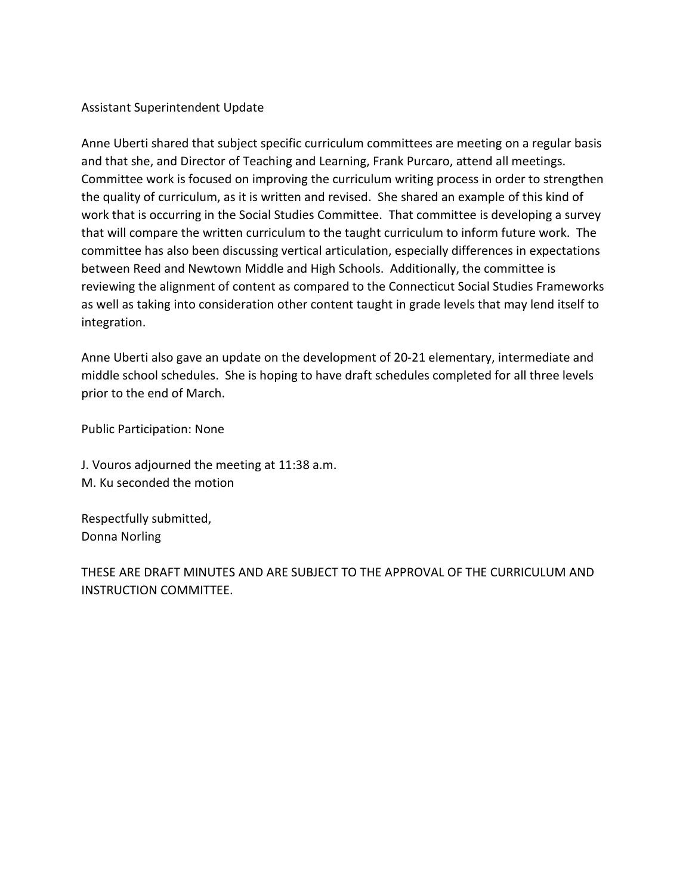Assistant Superintendent Update

Anne Uberti shared that subject specific curriculum committees are meeting on a regular basis and that she, and Director of Teaching and Learning, Frank Purcaro, attend all meetings. Committee work is focused on improving the curriculum writing process in order to strengthen the quality of curriculum, as it is written and revised. She shared an example of this kind of work that is occurring in the Social Studies Committee. That committee is developing a survey that will compare the written curriculum to the taught curriculum to inform future work. The committee has also been discussing vertical articulation, especially differences in expectations between Reed and Newtown Middle and High Schools. Additionally, the committee is reviewing the alignment of content as compared to the Connecticut Social Studies Frameworks as well as taking into consideration other content taught in grade levels that may lend itself to integration.

Anne Uberti also gave an update on the development of 20-21 elementary, intermediate and middle school schedules. She is hoping to have draft schedules completed for all three levels prior to the end of March.

Public Participation: None

J. Vouros adjourned the meeting at 11:38 a.m.
M. Ku seconded the motion

Respectfully submitted,
Donna Norling

THESE ARE DRAFT MINUTES AND ARE SUBJECT TO THE APPROVAL OF THE CURRICULUM AND INSTRUCTION COMMITTEE.